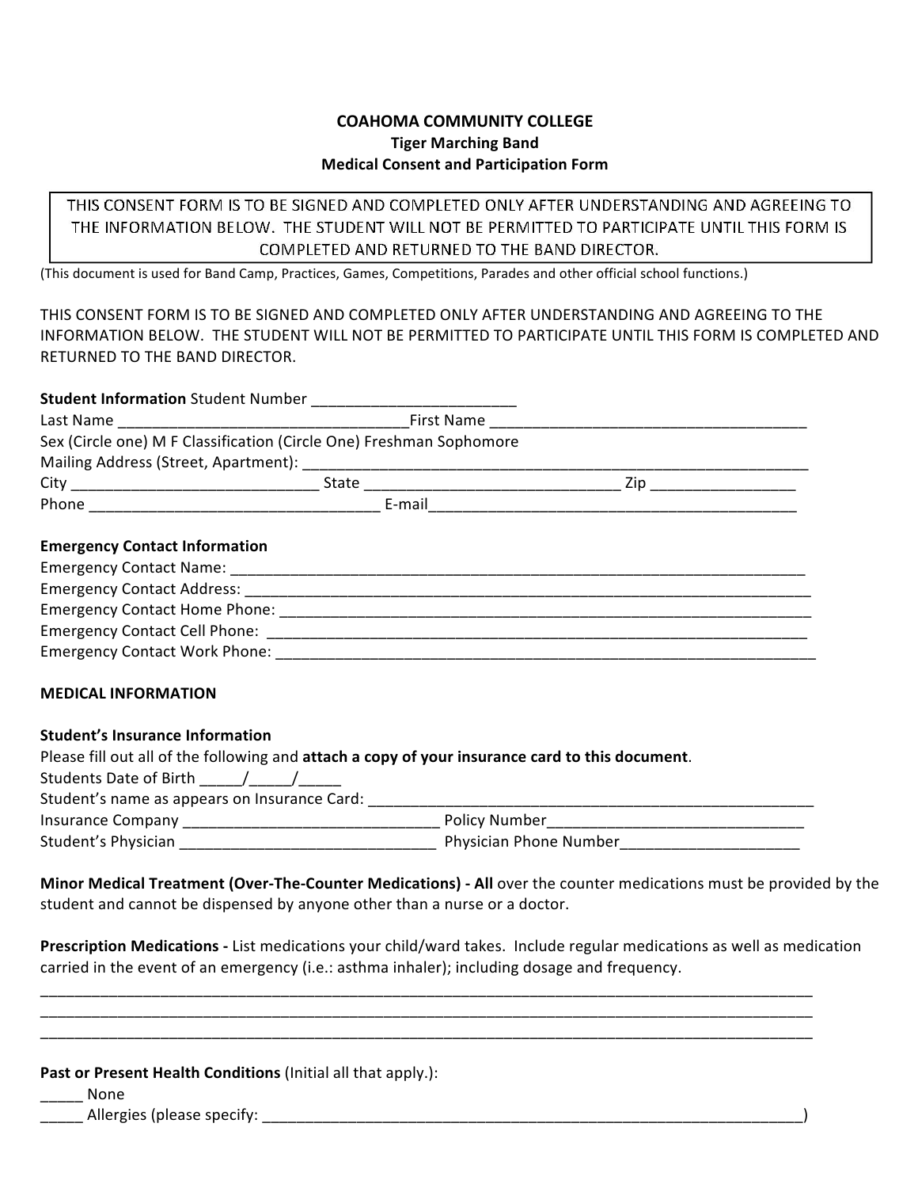# COAHOMA COMMUNITY COLLEGE

## Tiger Marching Band

## Medical Consent and Participation Form

THIS CONSENT FORM IS TO BE SIGNED AND COMPLETED ONLY AFTER UNDERSTANDING AND AGREEING TO THE INFORMATION BELOW. THE STUDENT WILL NOT BE PERMITTED TO PARTICIPATE UNTIL THIS FORM IS COMPLETED AND RETURNED TO THE BAND DIRECTOR.

(This document is used for Band Camp, Practices, Games, Competitions, Parades and other official school functions.)

THIS CONSENT FORM IS TO BE SIGNED AND COMPLETED ONLY AFTER UNDERSTANDING AND AGREEING TO THE INFORMATION BELOW. THE STUDENT WILL NOT BE PERMITTED TO PARTICIPATE UNTIL THIS FORM IS COMPLETED AND RETURNED TO THE BAND DIRECTOR.

**Student Information** Student Number ________________________

Last Name __________________________________First Name ____________________________________

Sex (Circle one) M F Classification (Circle One) Freshman Sophomore

Mailing Address (Street, Apartment): ______________________________________________________________

City _____________________________ State ______________________________ Zip ________________

Phone ___________________________________ E-mail___________________________________________

**Emergency Contact Information**

Emergency Contact Name: _____________________________________________________________________

Emergency Contact Address: ___________________________________________________________________

Emergency Contact Home Phone: ________________________________________________________________

Emergency Contact Cell Phone: _________________________________________________________________

Emergency Contact Work Phone: ________________________________________________________________

**MEDICAL INFORMATION**

**Student's Insurance Information**

Please fill out all of the following and **attach a copy of your insurance card to this document**.

Students Date of Birth _____/_____/_____

Student's name as appears on Insurance Card: _____________________________________________________

Insurance Company _____________________________ Policy Number______________________________

Student's Physician _____________________________ Physician Phone Number_____________________

**Minor Medical Treatment (Over-The-Counter Medications) - All** over the counter medications must be provided by the student and cannot be dispensed by anyone other than a nurse or a doctor.

**Prescription Medications -** List medications your child/ward takes. Include regular medications as well as medication carried in the event of an emergency (i.e.: asthma inhaler); including dosage and frequency.

_____________________________________________________________________________________________

_____________________________________________________________________________________________

_____________________________________________________________________________________________

**Past or Present Health Conditions** (Initial all that apply.):

_____ None

_____ Allergies (please specify: __________________________________________________________________)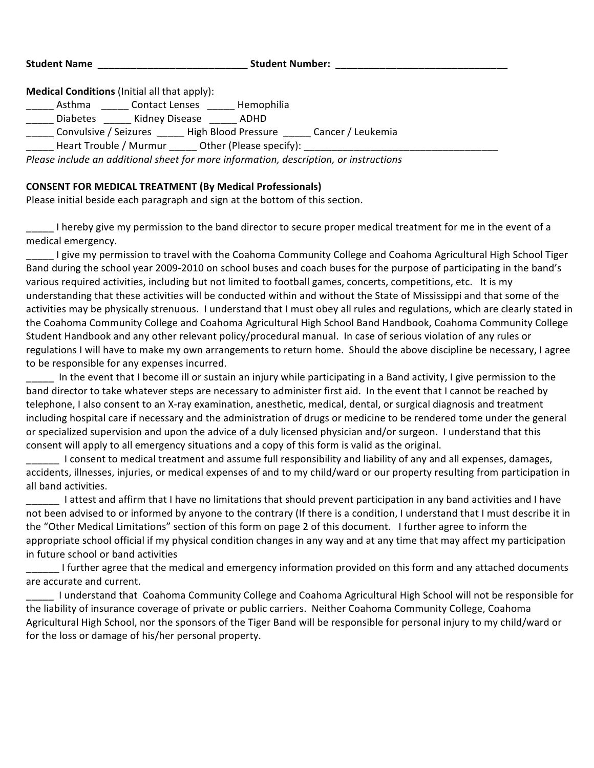**Student Name** ____________________________ **Student Number:** ________________________________

**Medical Conditions** (Initial all that apply):

_____ Asthma _____ Contact Lenses _____ Hemophilia
_____ Diabetes _____ Kidney Disease _____ ADHD
_____ Convulsive / Seizures _____ High Blood Pressure _____ Cancer / Leukemia
_____ Heart Trouble / Murmur _____ Other (Please specify): ___________________________________

*Please include an additional sheet for more information, description, or instructions*

**CONSENT FOR MEDICAL TREATMENT (By Medical Professionals)**

Please initial beside each paragraph and sign at the bottom of this section.

_____ I hereby give my permission to the band director to secure proper medical treatment for me in the event of a medical emergency.

_____ I give my permission to travel with the Coahoma Community College and Coahoma Agricultural High School Tiger Band during the school year 2009-2010 on school buses and coach buses for the purpose of participating in the band's various required activities, including but not limited to football games, concerts, competitions, etc. It is my understanding that these activities will be conducted within and without the State of Mississippi and that some of the activities may be physically strenuous. I understand that I must obey all rules and regulations, which are clearly stated in the Coahoma Community College and Coahoma Agricultural High School Band Handbook, Coahoma Community College Student Handbook and any other relevant policy/procedural manual. In case of serious violation of any rules or regulations I will have to make my own arrangements to return home. Should the above discipline be necessary, I agree to be responsible for any expenses incurred.

_____ In the event that I become ill or sustain an injury while participating in a Band activity, I give permission to the band director to take whatever steps are necessary to administer first aid. In the event that I cannot be reached by telephone, I also consent to an X-ray examination, anesthetic, medical, dental, or surgical diagnosis and treatment including hospital care if necessary and the administration of drugs or medicine to be rendered tome under the general or specialized supervision and upon the advice of a duly licensed physician and/or surgeon. I understand that this consent will apply to all emergency situations and a copy of this form is valid as the original.

______ I consent to medical treatment and assume full responsibility and liability of any and all expenses, damages, accidents, illnesses, injuries, or medical expenses of and to my child/ward or our property resulting from participation in all band activities.

______ I attest and affirm that I have no limitations that should prevent participation in any band activities and I have not been advised to or informed by anyone to the contrary (If there is a condition, I understand that I must describe it in the "Other Medical Limitations" section of this form on page 2 of this document. I further agree to inform the appropriate school official if my physical condition changes in any way and at any time that may affect my participation in future school or band activities

______ I further agree that the medical and emergency information provided on this form and any attached documents are accurate and current.

_____ I understand that Coahoma Community College and Coahoma Agricultural High School will not be responsible for the liability of insurance coverage of private or public carriers. Neither Coahoma Community College, Coahoma Agricultural High School, nor the sponsors of the Tiger Band will be responsible for personal injury to my child/ward or for the loss or damage of his/her personal property.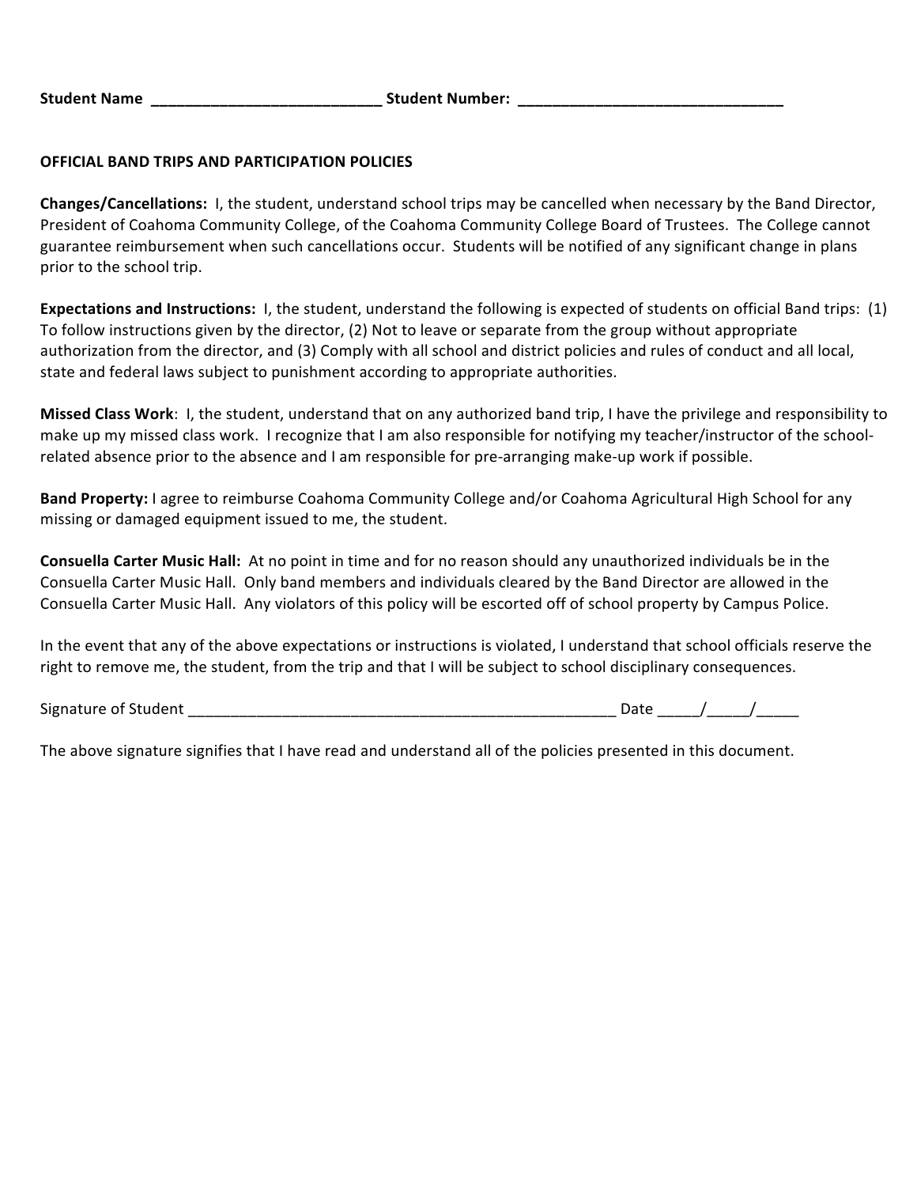**Student Name** ____________________________ **Student Number:** ________________________________

**OFFICIAL BAND TRIPS AND PARTICIPATION POLICIES**

**Changes/Cancellations:** I, the student, understand school trips may be cancelled when necessary by the Band Director, President of Coahoma Community College, of the Coahoma Community College Board of Trustees. The College cannot guarantee reimbursement when such cancellations occur. Students will be notified of any significant change in plans prior to the school trip.

**Expectations and Instructions:** I, the student, understand the following is expected of students on official Band trips: (1) To follow instructions given by the director, (2) Not to leave or separate from the group without appropriate authorization from the director, and (3) Comply with all school and district policies and rules of conduct and all local, state and federal laws subject to punishment according to appropriate authorities.

**Missed Class Work**: I, the student, understand that on any authorized band trip, I have the privilege and responsibility to make up my missed class work. I recognize that I am also responsible for notifying my teacher/instructor of the school-related absence prior to the absence and I am responsible for pre-arranging make-up work if possible.

**Band Property:** I agree to reimburse Coahoma Community College and/or Coahoma Agricultural High School for any missing or damaged equipment issued to me, the student.

**Consuella Carter Music Hall:** At no point in time and for no reason should any unauthorized individuals be in the Consuella Carter Music Hall. Only band members and individuals cleared by the Band Director are allowed in the Consuella Carter Music Hall. Any violators of this policy will be escorted off of school property by Campus Police.

In the event that any of the above expectations or instructions is violated, I understand that school officials reserve the right to remove me, the student, from the trip and that I will be subject to school disciplinary consequences.

Signature of Student ____________________________________________________ Date _____/_____/_____

The above signature signifies that I have read and understand all of the policies presented in this document.